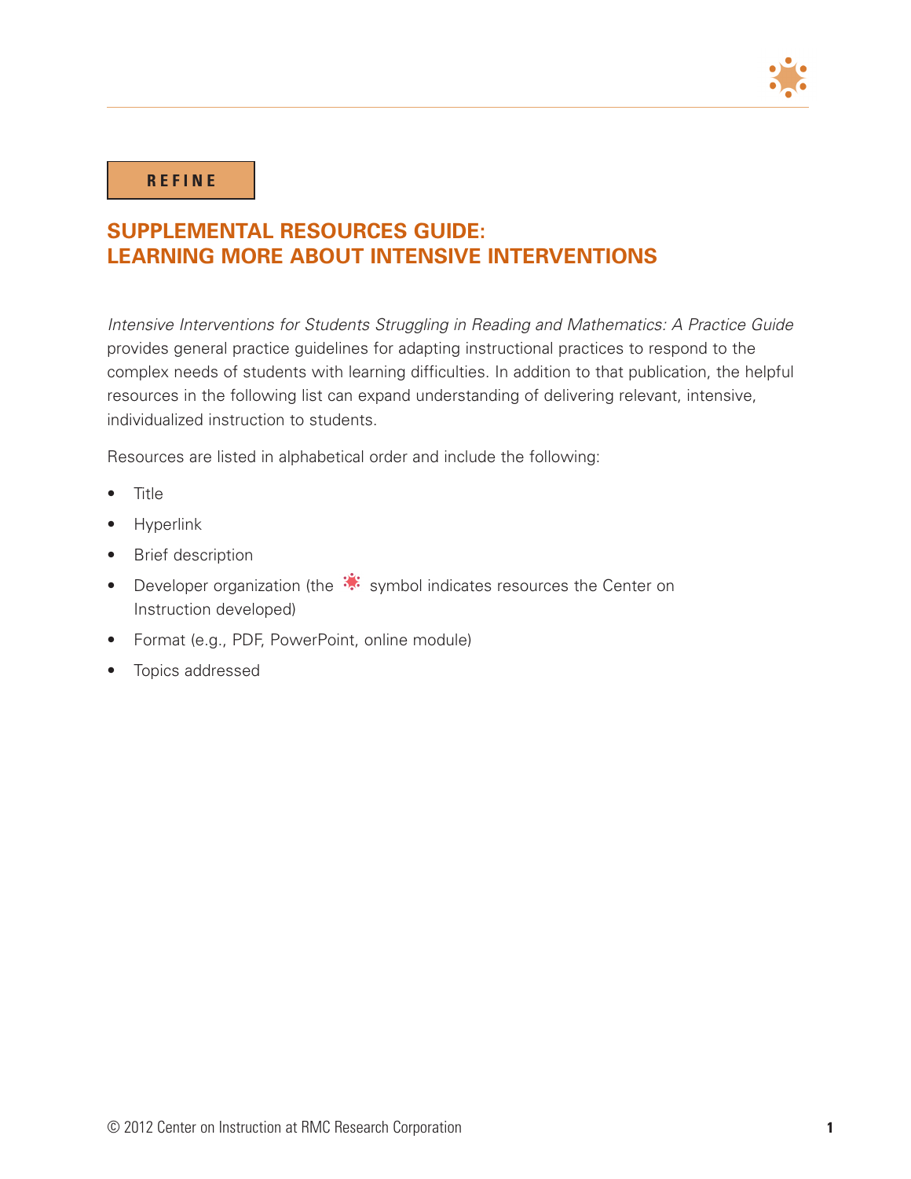REFINE

# SUPPLEMENTAL RESOURCES GUIDE: LEARNING MORE ABOUT INTENSIVE INTERVENTIONS

*Intensive Interventions for Students Struggling in Reading and Mathematics: A Practice Guide* provides general practice guidelines for adapting instructional practices to respond to the complex needs of students with learning difficulties. In addition to that publication, the helpful resources in the following list can expand understanding of delivering relevant, intensive, individualized instruction to students.

Resources are listed in alphabetical order and include the following:

- Title
- Hyperlink
- Brief description
- Developer organization (the symbol indicates resources the Center on Instruction developed)
- Format (e.g., PDF, PowerPoint, online module)
- Topics addressed

© 2012 Center on Instruction at RMC Research Corporation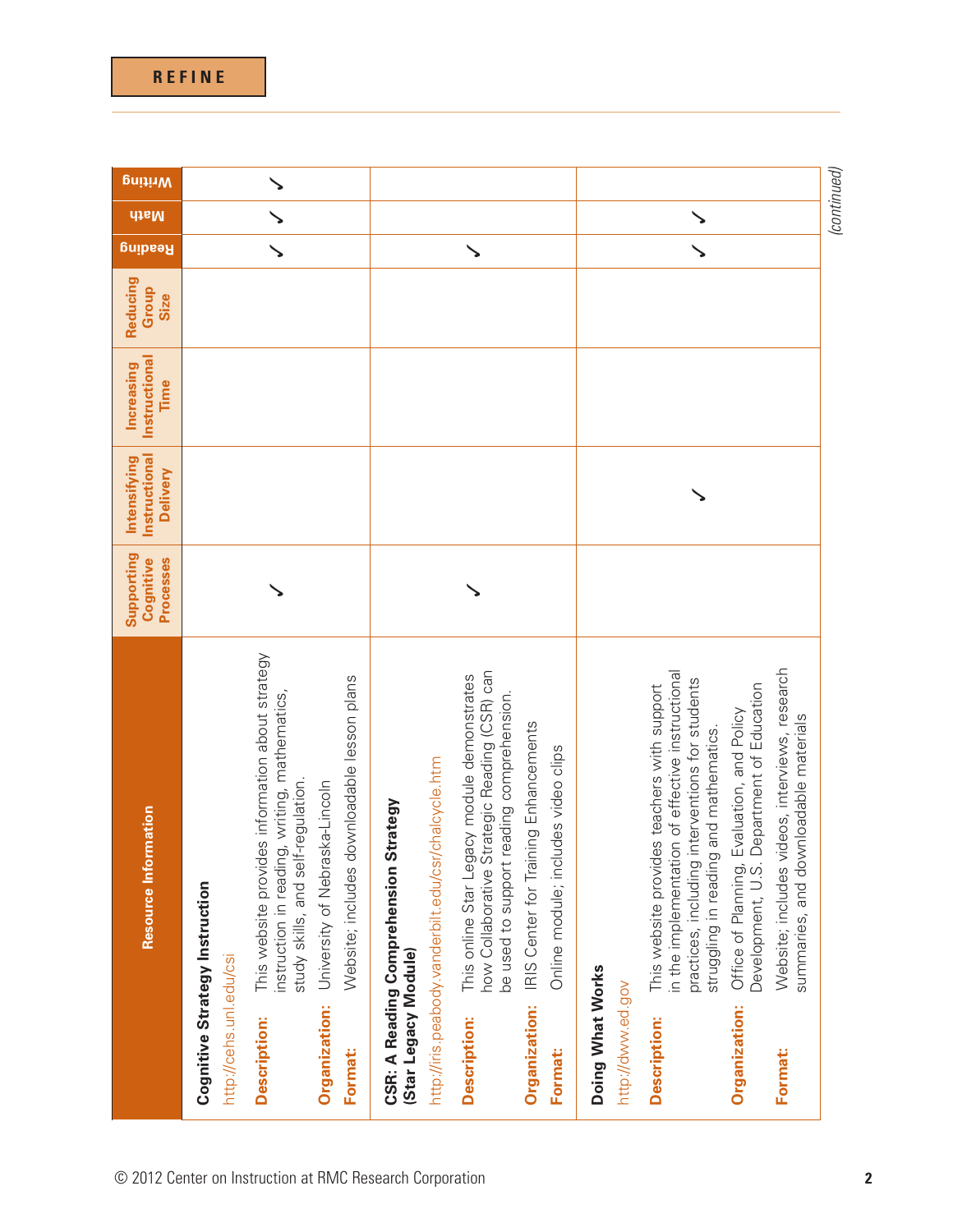**REFINE**

| Resource Information | Supporting Cognitive Processes | Intensifying Instructional Delivery | Increasing Instructional Time | Reducing Group Size | Reading | Math | Writing |
|---|---|---|---|---|---|---|---|
| **Cognitive Strategy Instruction**<br>http://cehs.unl.edu/csi<br>**Description:** This website provides information about strategy instruction in reading, writing, mathematics, study skills, and self-regulation.<br>**Organization:** University of Nebraska-Lincoln<br>**Format:** Website; includes downloadable lesson plans | ✓ | | | | ✓ | ✓ | ✓ |
| **CSR: A Reading Comprehension Strategy (Star Legacy Module)**<br>http://iris.peabody.vanderbilt.edu/csr/chalcycle.htm<br>**Description:** This online Star Legacy module demonstrates how Collaborative Strategic Reading (CSR) can be used to support reading comprehension.<br>**Organization:** IRIS Center for Training Enhancements<br>**Format:** Online module; includes video clips | ✓ | | | | ✓ | | |
| **Doing What Works**<br>http://dww.ed.gov<br>**Description:** This website provides teachers with support in the implementation of effective instructional practices, including interventions for students struggling in reading and mathematics.<br>**Organization:** Office of Planning, Evaluation, and Policy Development, U.S. Department of Education<br>**Format:** Website; includes videos, interviews, research summaries, and downloadable materials | | ✓ | | | ✓ | ✓ | |

*(continued)*

© 2012 Center on Instruction at RMC Research Corporation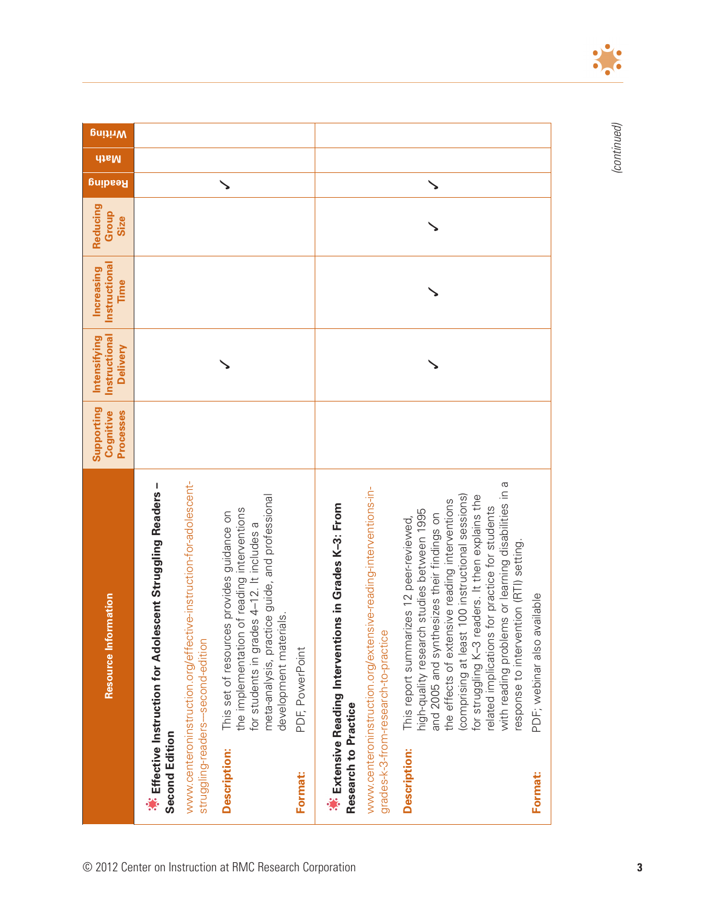| Resource Information | Supporting Cognitive Processes | Intensifying Instructional Delivery | Increasing Instructional Time | Reducing Group Size | Reading | Math | Writing |
|---|---|---|---|---|---|---|---|
| **Effective Instruction for Adolescent Struggling Readers – Second Edition**<br>www.centeroninstruction.org/effective-instruction-for-adolescent-struggling-readers—second-edition<br>**Description:** This set of resources provides guidance on the implementation of reading interventions for students in grades 4–12. It includes a meta-analysis, practice guide, and professional development materials.<br>**Format:** PDF, PowerPoint | | ✓ | | | ✓ | | |
| **Extensive Reading Interventions in Grades K–3: From Research to Practice**<br>www.centeroninstruction.org/extensive-reading-interventions-in-grades-k-3-from-research-to-practice<br>**Description:** This report summarizes 12 peer-reviewed, high-quality research studies between 1995 and 2005 and synthesizes their findings on the effects of extensive reading interventions (comprising at least 100 instructional sessions) for struggling K–3 readers. It then explains the related implications for practice for students with reading problems or learning disabilities in a response to intervention (RTI) setting.<br>**Format:** PDF; webinar also available | | ✓ | ✓ | ✓ | ✓ | | |

*(continued)*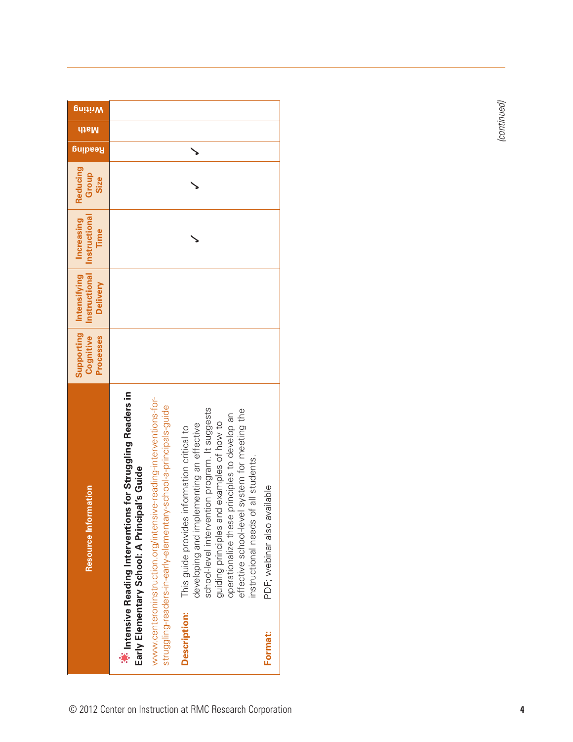| Resource Information | Supporting Cognitive Processes | Intensifying Instructional Delivery | Increasing Instructional Time | Reducing Group Size | Reading | Math | Writing |
|---|---|---|---|---|---|---|---|
| **Intensive Reading Interventions for Struggling Readers in Early Elementary School: A Principal's Guide**<br>www.centeroninstruction.org/intensive-reading-interventions-for-struggling-readers-in-early-elementary-school-a-principals-guide<br>**Description:** This guide provides information critical to developing and implementing an effective school-level intervention program. It suggests guiding principles and examples of how to operationalize these principles to develop an effective school-level system for meeting the instructional needs of all students.<br>**Format:** PDF; webinar also available | | | ✓ | ✓ | ✓ | | |

*(continued)*

© 2012 Center on Instruction at RMC Research Corporation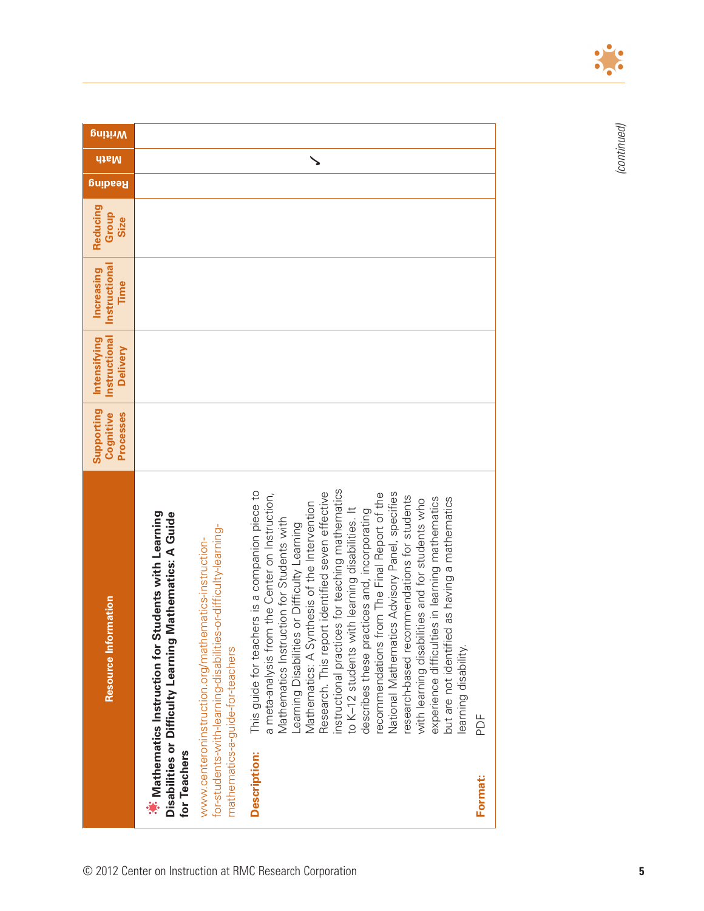| Resource Information | Supporting Cognitive Processes | Intensifying Instructional Delivery | Increasing Instructional Time | Reducing Group Size | Reading | Math | Writing |
|---|---|---|---|---|---|---|---|
| **Mathematics Instruction for Students with Learning Disabilities or Difficulty Learning Mathematics: A Guide for Teachers**<br>www.centeroninstruction.org/mathematics-instruction-for-students-with-learning-disabilities-or-difficulty-learning-mathematics-a-guide-for-teachers<br>**Description:** This guide for teachers is a companion piece to a meta-analysis from the Center on Instruction, Mathematics Instruction for Students with Learning Disabilities or Difficulty Learning Mathematics: A Synthesis of the Intervention Research. This report identified seven effective instructional practices for teaching mathematics to K–12 students with learning disabilities. It describes these practices and, incorporating recommendations from The Final Report of the National Mathematics Advisory Panel, specifies research-based recommendations for students with learning disabilities and for students who experience difficulties in learning mathematics but are not identified as having a mathematics learning disability.<br>**Format:** PDF | | | | | | ✓ | |

*(continued)*

© 2012 Center on Instruction at RMC Research Corporation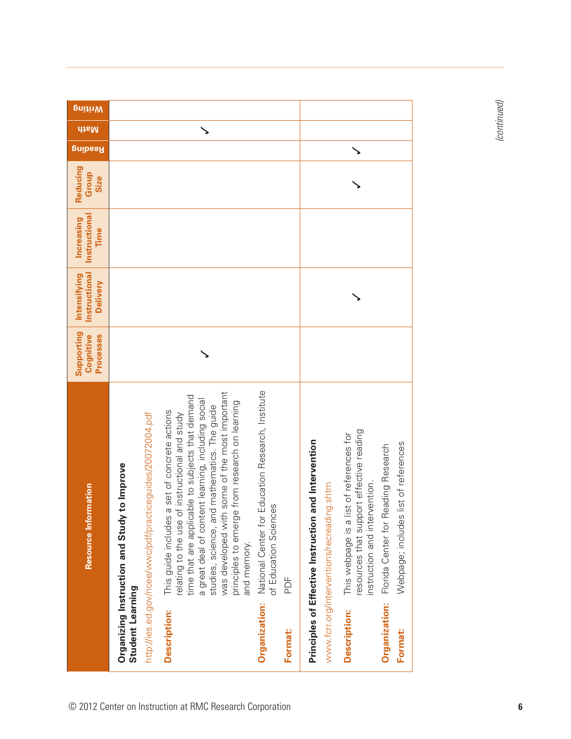| Resource Information | Supporting Cognitive Processes | Intensifying Instructional Delivery | Increasing Instructional Time | Reducing Group Size | Reading | Math | Writing |
|---|---|---|---|---|---|---|---|
| **Organizing Instruction and Study to Improve Student Learning**<br>http://ies.ed.gov/ncee/wwc/pdf/practiceguides/20072004.pdf<br>**Description:** This guide includes a set of concrete actions relating to the use of instructional and study time that are applicable to subjects that demand a great deal of content learning, including social studies, science, and mathematics. The guide was developed with some of the most important principles to emerge from research on learning and memory.<br>**Organization:** National Center for Education Research, Institute of Education Sciences<br>**Format:** PDF | ✓ | | | | | ✓ | |
| **Principles of Effective Instruction and Intervention**<br>www.fcrr.org/interventions/recreading.shtm<br>**Description:** This webpage is a list of references for resources that support effective reading instruction and intervention.<br>**Organization:** Florida Center for Reading Research<br>**Format:** Webpage; includes list of references | | ✓ | | ✓ | ✓ | | |

*(continued)*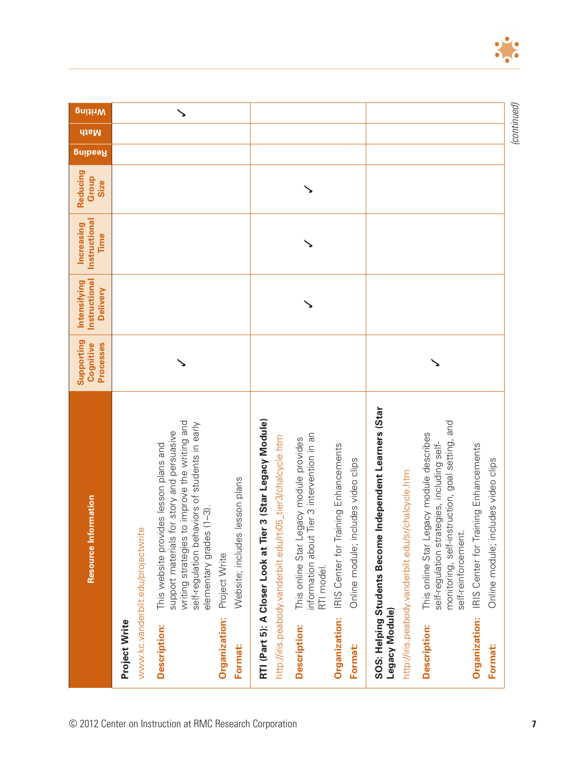| Resource Information | Supporting Cognitive Processes | Intensifying Instructional Delivery | Increasing Instructional Time | Reducing Group Size | Reading | Math | Writing |
|---|---|---|---|---|---|---|---|
| **Project Write**<br>www.kc.vanderbilt.edu/projectwrite<br>**Description:** This website provides lesson plans and support materials for story and persuasive writing strategies to improve the writing and self-regulation behaviors of students in early elementary grades (1–3).<br>**Organization:** Project Write<br>**Format:** Website; includes lesson plans | ✓ | | | | | | ✓ |
| **RTI (Part 5): A Closer Look at Tier 3 (Star Legacy Module)**<br>http://iris.peabody.vanderbilt.edu/rti05_tier3/chalcycle.htm<br>**Description:** This online Star Legacy module provides information about Tier 3 intervention in an RTI model.<br>**Organization:** IRIS Center for Training Enhancements<br>**Format:** Online module; includes video clips | | ✓ | ✓ | ✓ | | | |
| **SOS: Helping Students Become Independent Learners (Star Legacy Module)**<br>http://iris.peabody.vanderbilt.edu/sr/chalcycle.htm<br>**Description:** This online Star Legacy module describes self-regulation strategies, including self-monitoring, self-instruction, goal setting, and self-reinforcement.<br>**Organization:** IRIS Center for Training Enhancements<br>**Format:** Online module; includes video clips | ✓ | | | | | | |

*(continued)*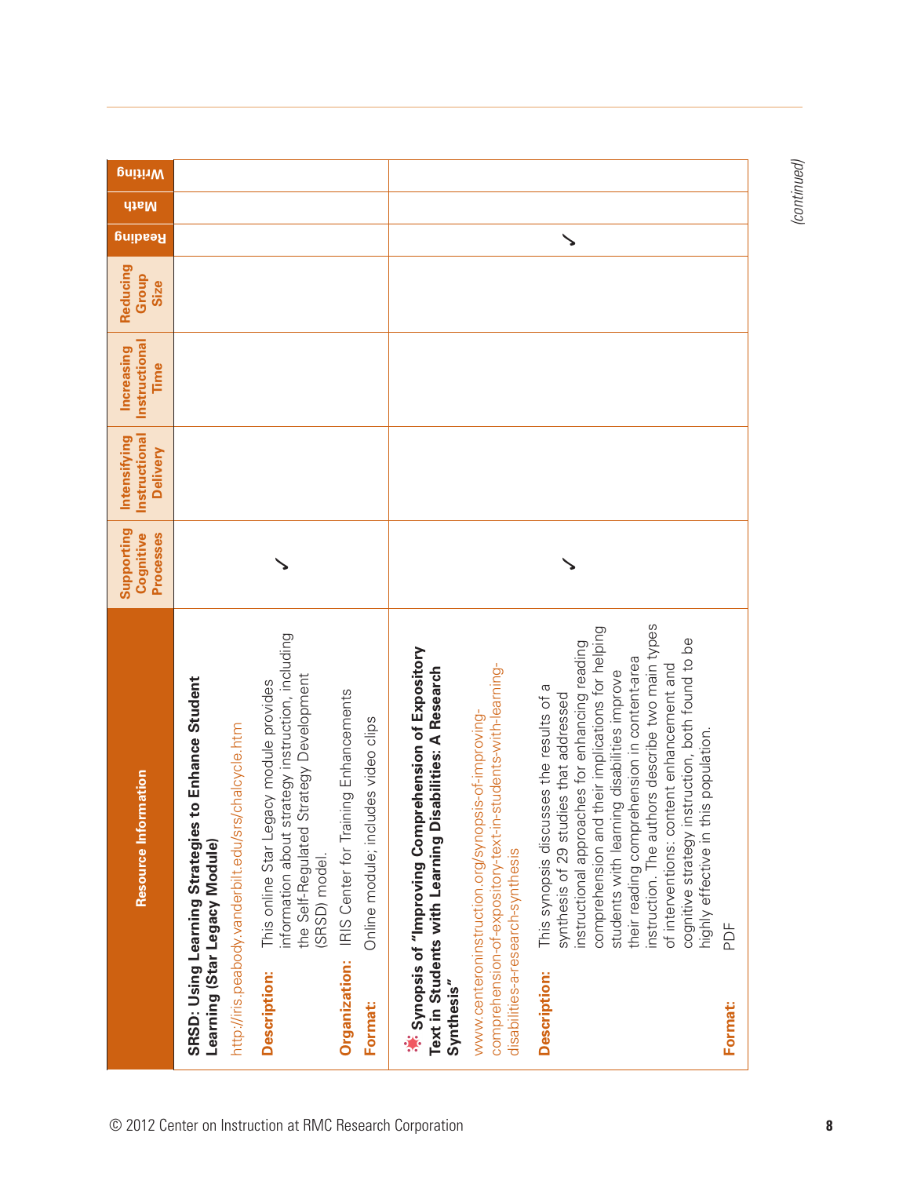| Resource Information | Supporting Cognitive Processes | Intensifying Instructional Delivery | Increasing Instructional Time | Reducing Group Size | Reading | Math | Writing |
|---|---|---|---|---|---|---|---|
| **SRSD: Using Learning Strategies to Enhance Student Learning (Star Legacy Module)**<br>http://iris.peabody.vanderbilt.edu/srs/chalcycle.htm<br>**Description:** This online Star Legacy module provides information about strategy instruction, including the Self-Regulated Strategy Development (SRSD) model.<br>**Organization:** IRIS Center for Training Enhancements<br>**Format:** Online module; includes video clips | ✓ | | | | | | |
| **Synopsis of "Improving Comprehension of Expository Text in Students with Learning Disabilities: A Research Synthesis"**<br>www.centeroninstruction.org/synopsis-of-improving-comprehension-of-expository-text-in-students-with-learning-disabilities-a-research-synthesis<br>**Description:** This synopsis discusses the results of a synthesis of 29 studies that addressed instructional approaches for enhancing reading comprehension and their implications for helping students with learning disabilities improve their reading comprehension in content-area instruction. The authors describe two main types of interventions: content enhancement and cognitive strategy instruction, both found to be highly effective in this population.<br>**Format:** PDF | ✓ | | | | ✓ | | |

*(continued)*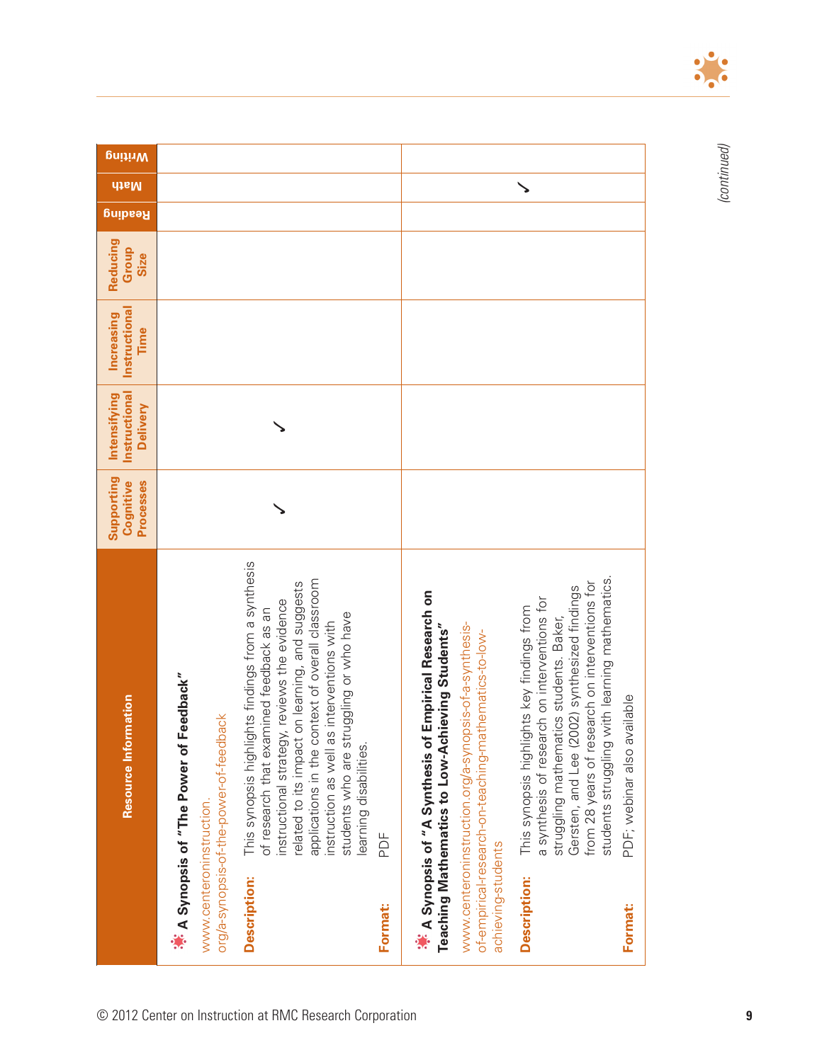| Resource Information | Supporting Cognitive Processes | Intensifying Instructional Delivery | Increasing Instructional Time | Reducing Group Size | Reading | Math | Writing |
|---|---|---|---|---|---|---|---|
| **A Synopsis of "The Power of Feedback"**<br>www.centeroninstruction.org/a-synopsis-of-the-power-of-feedback<br>**Description:** This synopsis highlights findings from a synthesis of research that examined feedback as an instructional strategy, reviews the evidence related to its impact on learning, and suggests applications in the context of overall classroom instruction as well as interventions with students who are struggling or who have learning disabilities.<br>**Format:** PDF | ✓ | ✓ | | | | | |
| **A Synopsis of "A Synthesis of Empirical Research on Teaching Mathematics to Low-Achieving Students"**<br>www.centeroninstruction.org/a-synopsis-of-a-synthesis-of-empirical-research-on-teaching-mathematics-to-low-achieving-students<br>**Description:** This synopsis highlights key findings from a synthesis of research on interventions for struggling mathematics students. Baker, Gersten, and Lee (2002) synthesized findings from 28 years of research on interventions for students struggling with learning mathematics.<br>**Format:** PDF; webinar also available | | | | | | ✓ | |

*(continued)*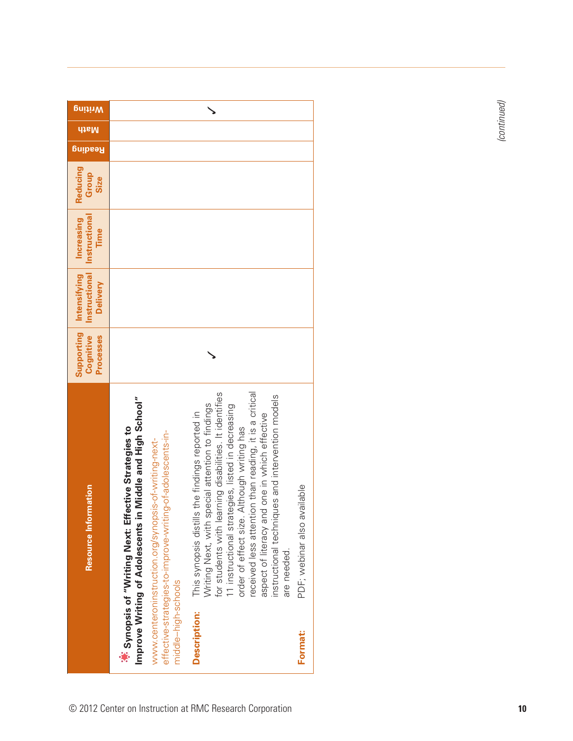| Resource Information | Supporting Cognitive Processes | Intensifying Instructional Delivery | Increasing Instructional Time | Reducing Group Size | Reading | Math | Writing |
|---|---|---|---|---|---|---|---|
| **Synopsis of "Writing Next: Effective Strategies to Improve Writing of Adolescents in Middle and High School"**<br>www.centeroninstruction.org/synopsis-of-writing-next-effective-strategies-to-improve-writing-of-adolescents-in-middle-high-schools<br>**Description:** This synopsis distills the findings reported in Writing Next, with special attention to findings for students with learning disabilities. It identifies 11 instructional strategies, listed in decreasing order of effect size. Although writing has received less attention than reading, it is a critical aspect of literacy and one in which effective instructional techniques and intervention models are needed.<br>**Format:** PDF; webinar also available | ✓ | | | | | | ✓ |

*(continued)*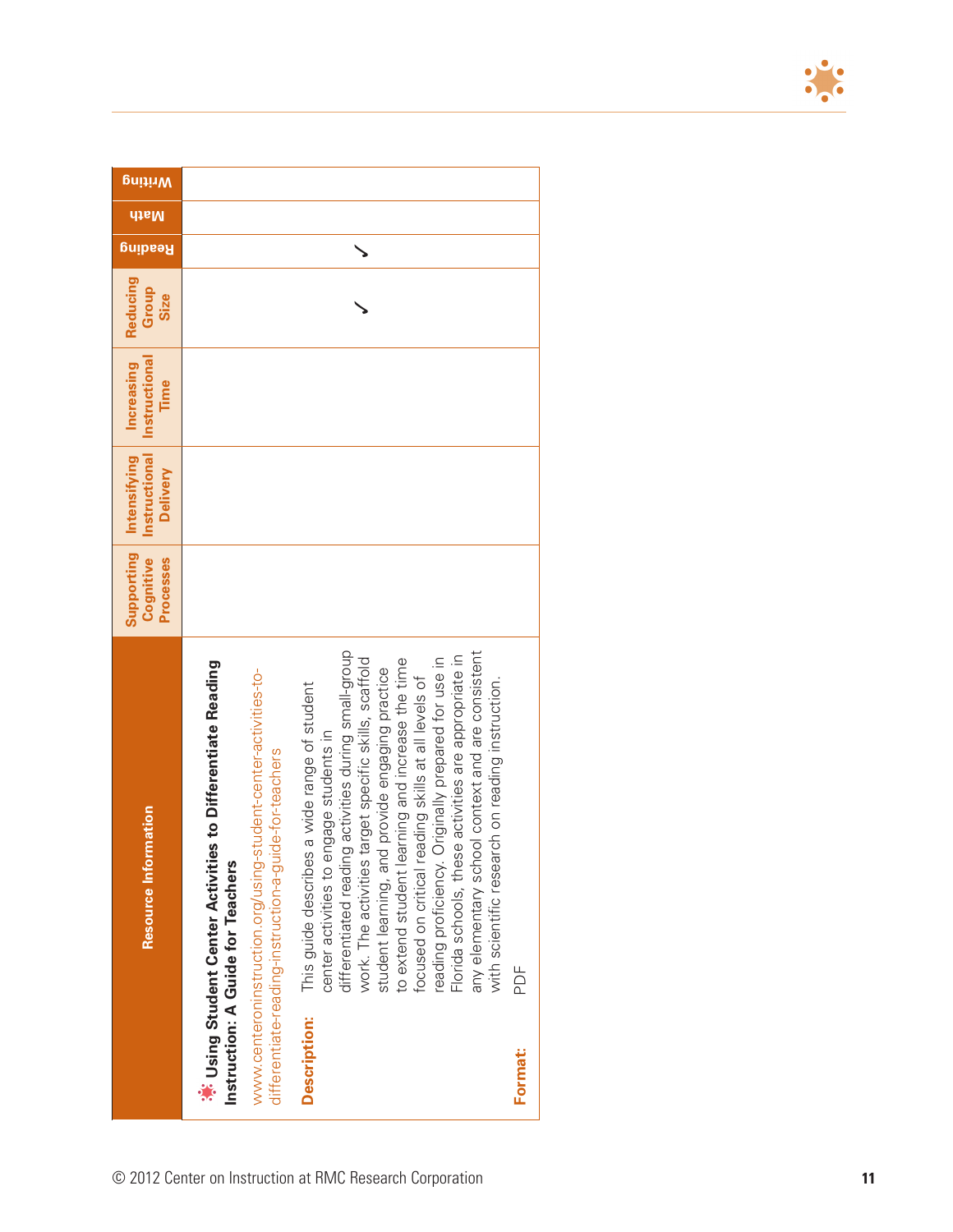| Resource Information | Supporting Cognitive Processes | Intensifying Instructional Delivery | Increasing Instructional Time | Reducing Group Size | Reading | Math | Writing |
|---|---|---|---|---|---|---|---|
| **Using Student Center Activities to Differentiate Reading Instruction: A Guide for Teachers**<br>www.centeroninstruction.org/using-student-center-activities-to-differentiate-reading-instruction-a-guide-for-teachers<br>**Description:** This guide describes a wide range of student center activities to engage students in differentiated reading activities during small-group work. The activities target specific skills, scaffold student learning, and provide engaging practice to extend student learning and increase the time focused on critical reading skills at all levels of reading proficiency. Originally prepared for use in Florida schools, these activities are appropriate in any elementary school context and are consistent with scientific research on reading instruction.<br>**Format:** PDF | | | | ✓ | ✓ | | |